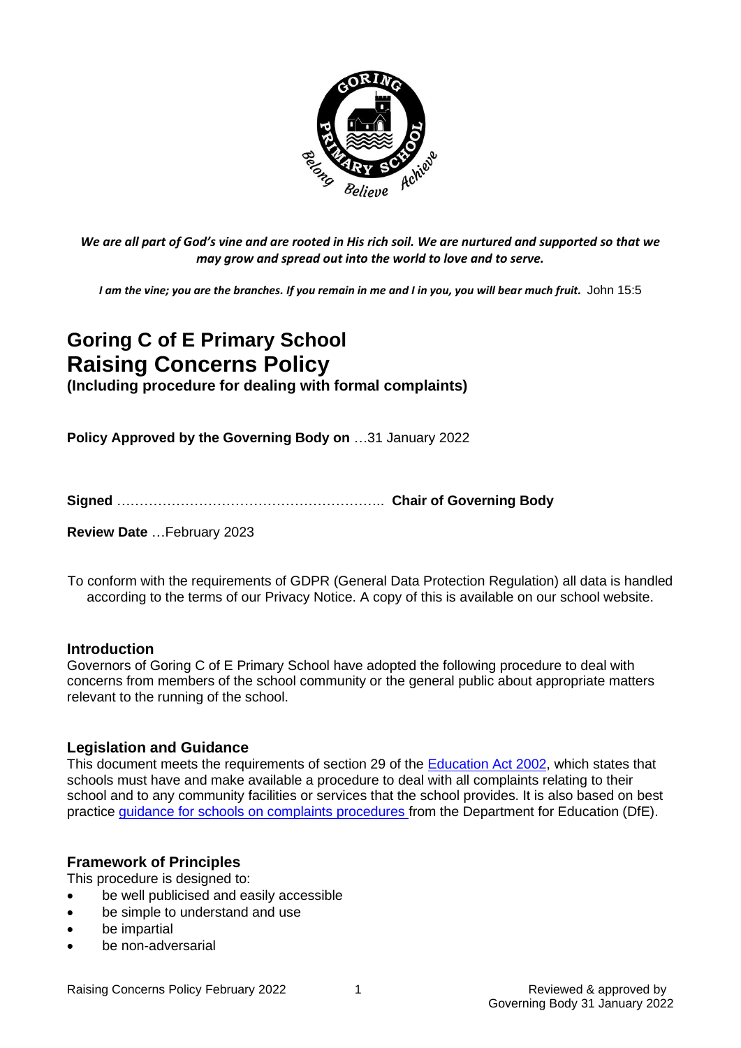*We are all part of God's vine and are rooted in His rich soil. We are nurtured and supported so that we may grow and spread out into the world to love and to serve.*

***I am the vine; you are the branches. If you remain in me and I in you, you will bear much fruit.*** John 15:5

# Goring C of E Primary School
# Raising Concerns Policy

**(Including procedure for dealing with formal complaints)**

**Policy Approved by the Governing Body on** …31 January 2022

**Signed** ………………………………………………….. **Chair of Governing Body**

**Review Date** …February 2023

To conform with the requirements of GDPR (General Data Protection Regulation) all data is handled according to the terms of our Privacy Notice. A copy of this is available on our school website.

## Introduction

Governors of Goring C of E Primary School have adopted the following procedure to deal with concerns from members of the school community or the general public about appropriate matters relevant to the running of the school.

## Legislation and Guidance

This document meets the requirements of section 29 of the Education Act 2002, which states that schools must have and make available a procedure to deal with all complaints relating to their school and to any community facilities or services that the school provides. It is also based on best practice guidance for schools on complaints procedures from the Department for Education (DfE).

## Framework of Principles

This procedure is designed to:

- be well publicised and easily accessible
- be simple to understand and use
- be impartial
- be non-adversarial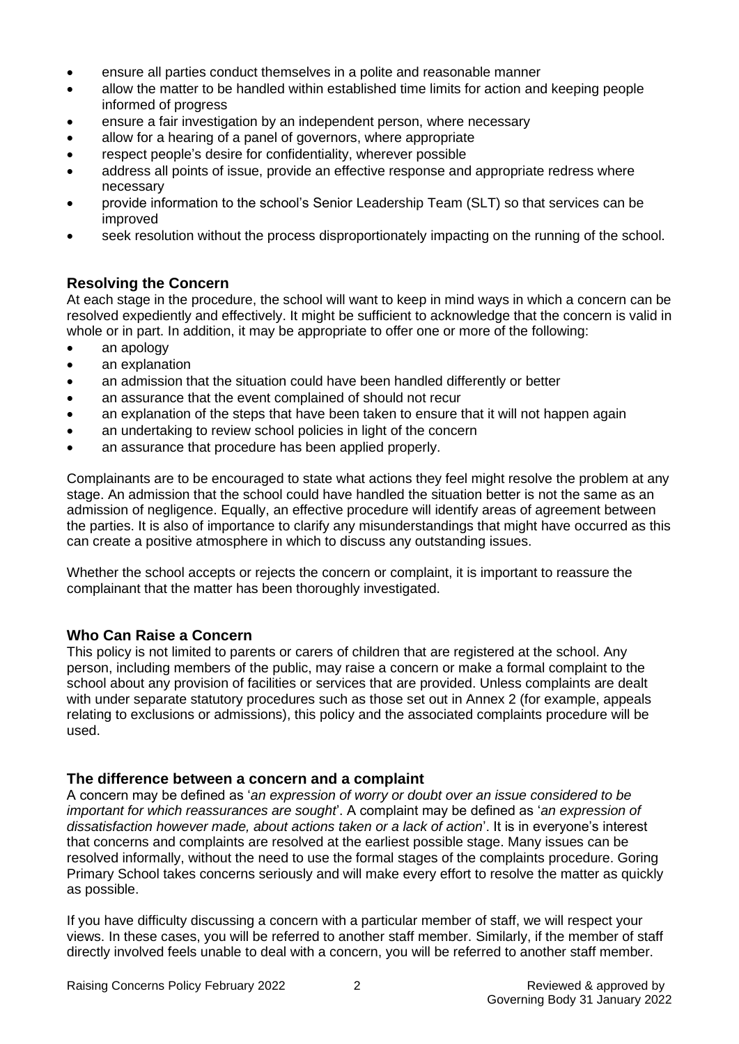- ensure all parties conduct themselves in a polite and reasonable manner
- allow the matter to be handled within established time limits for action and keeping people informed of progress
- ensure a fair investigation by an independent person, where necessary
- allow for a hearing of a panel of governors, where appropriate
- respect people's desire for confidentiality, wherever possible
- address all points of issue, provide an effective response and appropriate redress where necessary
- provide information to the school's Senior Leadership Team (SLT) so that services can be improved
- seek resolution without the process disproportionately impacting on the running of the school.

## Resolving the Concern

At each stage in the procedure, the school will want to keep in mind ways in which a concern can be resolved expediently and effectively. It might be sufficient to acknowledge that the concern is valid in whole or in part. In addition, it may be appropriate to offer one or more of the following:

- an apology
- an explanation
- an admission that the situation could have been handled differently or better
- an assurance that the event complained of should not recur
- an explanation of the steps that have been taken to ensure that it will not happen again
- an undertaking to review school policies in light of the concern
- an assurance that procedure has been applied properly.

Complainants are to be encouraged to state what actions they feel might resolve the problem at any stage. An admission that the school could have handled the situation better is not the same as an admission of negligence. Equally, an effective procedure will identify areas of agreement between the parties. It is also of importance to clarify any misunderstandings that might have occurred as this can create a positive atmosphere in which to discuss any outstanding issues.

Whether the school accepts or rejects the concern or complaint, it is important to reassure the complainant that the matter has been thoroughly investigated.

## Who Can Raise a Concern

This policy is not limited to parents or carers of children that are registered at the school. Any person, including members of the public, may raise a concern or make a formal complaint to the school about any provision of facilities or services that are provided. Unless complaints are dealt with under separate statutory procedures such as those set out in Annex 2 (for example, appeals relating to exclusions or admissions), this policy and the associated complaints procedure will be used.

## The difference between a concern and a complaint

A concern may be defined as '*an expression of worry or doubt over an issue considered to be important for which reassurances are sought*'. A complaint may be defined as '*an expression of dissatisfaction however made, about actions taken or a lack of action*'. It is in everyone's interest that concerns and complaints are resolved at the earliest possible stage. Many issues can be resolved informally, without the need to use the formal stages of the complaints procedure. Goring Primary School takes concerns seriously and will make every effort to resolve the matter as quickly as possible.

If you have difficulty discussing a concern with a particular member of staff, we will respect your views. In these cases, you will be referred to another staff member. Similarly, if the member of staff directly involved feels unable to deal with a concern, you will be referred to another staff member.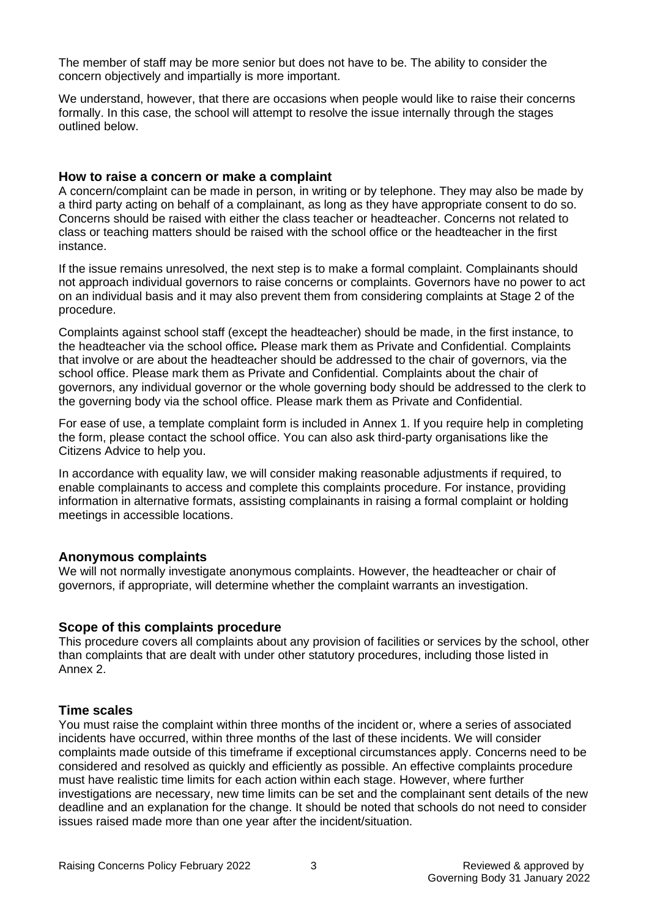The member of staff may be more senior but does not have to be. The ability to consider the concern objectively and impartially is more important.

We understand, however, that there are occasions when people would like to raise their concerns formally. In this case, the school will attempt to resolve the issue internally through the stages outlined below.

### How to raise a concern or make a complaint

A concern/complaint can be made in person, in writing or by telephone. They may also be made by a third party acting on behalf of a complainant, as long as they have appropriate consent to do so. Concerns should be raised with either the class teacher or headteacher. Concerns not related to class or teaching matters should be raised with the school office or the headteacher in the first instance.

If the issue remains unresolved, the next step is to make a formal complaint. Complainants should not approach individual governors to raise concerns or complaints. Governors have no power to act on an individual basis and it may also prevent them from considering complaints at Stage 2 of the procedure.

Complaints against school staff (except the headteacher) should be made, in the first instance, to the headteacher via the school office*.* Please mark them as Private and Confidential. Complaints that involve or are about the headteacher should be addressed to the chair of governors, via the school office. Please mark them as Private and Confidential. Complaints about the chair of governors, any individual governor or the whole governing body should be addressed to the clerk to the governing body via the school office. Please mark them as Private and Confidential.

For ease of use, a template complaint form is included in Annex 1. If you require help in completing the form, please contact the school office. You can also ask third-party organisations like the Citizens Advice to help you.

In accordance with equality law, we will consider making reasonable adjustments if required, to enable complainants to access and complete this complaints procedure. For instance, providing information in alternative formats, assisting complainants in raising a formal complaint or holding meetings in accessible locations.

### Anonymous complaints

We will not normally investigate anonymous complaints. However, the headteacher or chair of governors, if appropriate, will determine whether the complaint warrants an investigation.

### Scope of this complaints procedure

This procedure covers all complaints about any provision of facilities or services by the school, other than complaints that are dealt with under other statutory procedures, including those listed in Annex 2.

### Time scales

You must raise the complaint within three months of the incident or, where a series of associated incidents have occurred, within three months of the last of these incidents. We will consider complaints made outside of this timeframe if exceptional circumstances apply. Concerns need to be considered and resolved as quickly and efficiently as possible. An effective complaints procedure must have realistic time limits for each action within each stage. However, where further investigations are necessary, new time limits can be set and the complainant sent details of the new deadline and an explanation for the change. It should be noted that schools do not need to consider issues raised made more than one year after the incident/situation.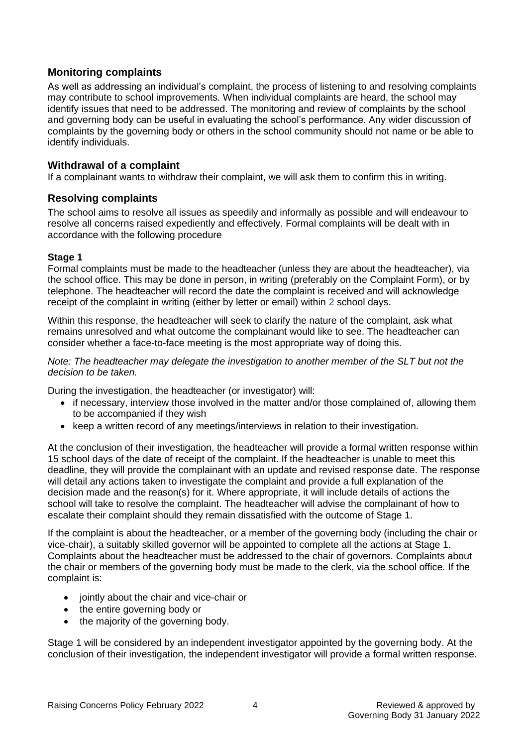## Monitoring complaints

As well as addressing an individual's complaint, the process of listening to and resolving complaints may contribute to school improvements. When individual complaints are heard, the school may identify issues that need to be addressed. The monitoring and review of complaints by the school and governing body can be useful in evaluating the school's performance. Any wider discussion of complaints by the governing body or others in the school community should not name or be able to identify individuals.

## Withdrawal of a complaint

If a complainant wants to withdraw their complaint, we will ask them to confirm this in writing.

## Resolving complaints

The school aims to resolve all issues as speedily and informally as possible and will endeavour to resolve all concerns raised expediently and effectively. Formal complaints will be dealt with in accordance with the following procedure

### Stage 1

Formal complaints must be made to the headteacher (unless they are about the headteacher), via the school office. This may be done in person, in writing (preferably on the Complaint Form), or by telephone. The headteacher will record the date the complaint is received and will acknowledge receipt of the complaint in writing (either by letter or email) within 2 school days.

Within this response, the headteacher will seek to clarify the nature of the complaint, ask what remains unresolved and what outcome the complainant would like to see. The headteacher can consider whether a face-to-face meeting is the most appropriate way of doing this.

*Note: The headteacher may delegate the investigation to another member of the SLT but not the decision to be taken.*

During the investigation, the headteacher (or investigator) will:

- if necessary, interview those involved in the matter and/or those complained of, allowing them to be accompanied if they wish
- keep a written record of any meetings/interviews in relation to their investigation.

At the conclusion of their investigation, the headteacher will provide a formal written response within 15 school days of the date of receipt of the complaint. If the headteacher is unable to meet this deadline, they will provide the complainant with an update and revised response date. The response will detail any actions taken to investigate the complaint and provide a full explanation of the decision made and the reason(s) for it. Where appropriate, it will include details of actions the school will take to resolve the complaint. The headteacher will advise the complainant of how to escalate their complaint should they remain dissatisfied with the outcome of Stage 1.

If the complaint is about the headteacher, or a member of the governing body (including the chair or vice-chair), a suitably skilled governor will be appointed to complete all the actions at Stage 1. Complaints about the headteacher must be addressed to the chair of governors. Complaints about the chair or members of the governing body must be made to the clerk, via the school office. If the complaint is:

- jointly about the chair and vice-chair or
- the entire governing body or
- the majority of the governing body.

Stage 1 will be considered by an independent investigator appointed by the governing body. At the conclusion of their investigation, the independent investigator will provide a formal written response.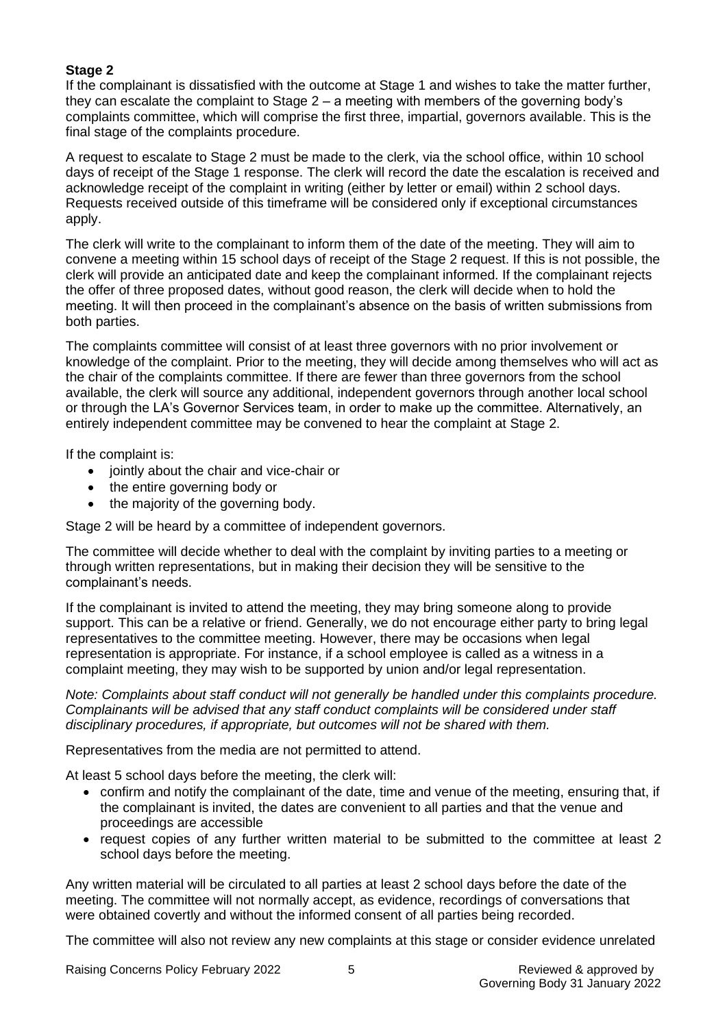**Stage 2**

If the complainant is dissatisfied with the outcome at Stage 1 and wishes to take the matter further, they can escalate the complaint to Stage 2 – a meeting with members of the governing body's complaints committee, which will comprise the first three, impartial, governors available. This is the final stage of the complaints procedure.

A request to escalate to Stage 2 must be made to the clerk, via the school office, within 10 school days of receipt of the Stage 1 response. The clerk will record the date the escalation is received and acknowledge receipt of the complaint in writing (either by letter or email) within 2 school days. Requests received outside of this timeframe will be considered only if exceptional circumstances apply.

The clerk will write to the complainant to inform them of the date of the meeting. They will aim to convene a meeting within 15 school days of receipt of the Stage 2 request. If this is not possible, the clerk will provide an anticipated date and keep the complainant informed. If the complainant rejects the offer of three proposed dates, without good reason, the clerk will decide when to hold the meeting. It will then proceed in the complainant's absence on the basis of written submissions from both parties.

The complaints committee will consist of at least three governors with no prior involvement or knowledge of the complaint. Prior to the meeting, they will decide among themselves who will act as the chair of the complaints committee. If there are fewer than three governors from the school available, the clerk will source any additional, independent governors through another local school or through the LA's Governor Services team, in order to make up the committee. Alternatively, an entirely independent committee may be convened to hear the complaint at Stage 2.

If the complaint is:

- jointly about the chair and vice-chair or
- the entire governing body or
- the majority of the governing body.

Stage 2 will be heard by a committee of independent governors.

The committee will decide whether to deal with the complaint by inviting parties to a meeting or through written representations, but in making their decision they will be sensitive to the complainant's needs.

If the complainant is invited to attend the meeting, they may bring someone along to provide support. This can be a relative or friend. Generally, we do not encourage either party to bring legal representatives to the committee meeting. However, there may be occasions when legal representation is appropriate. For instance, if a school employee is called as a witness in a complaint meeting, they may wish to be supported by union and/or legal representation.

*Note: Complaints about staff conduct will not generally be handled under this complaints procedure. Complainants will be advised that any staff conduct complaints will be considered under staff disciplinary procedures, if appropriate, but outcomes will not be shared with them.*

Representatives from the media are not permitted to attend.

At least 5 school days before the meeting, the clerk will:

- confirm and notify the complainant of the date, time and venue of the meeting, ensuring that, if the complainant is invited, the dates are convenient to all parties and that the venue and proceedings are accessible
- request copies of any further written material to be submitted to the committee at least 2 school days before the meeting.

Any written material will be circulated to all parties at least 2 school days before the date of the meeting. The committee will not normally accept, as evidence, recordings of conversations that were obtained covertly and without the informed consent of all parties being recorded.

The committee will also not review any new complaints at this stage or consider evidence unrelated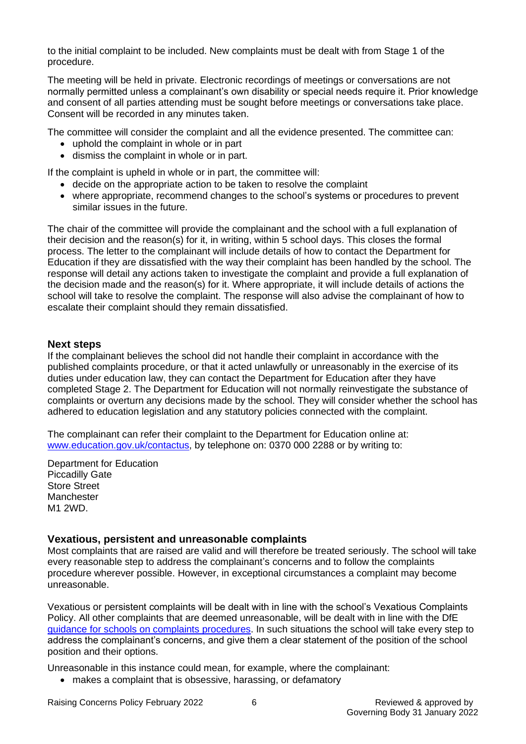to the initial complaint to be included. New complaints must be dealt with from Stage 1 of the procedure.

The meeting will be held in private. Electronic recordings of meetings or conversations are not normally permitted unless a complainant's own disability or special needs require it. Prior knowledge and consent of all parties attending must be sought before meetings or conversations take place. Consent will be recorded in any minutes taken.

The committee will consider the complaint and all the evidence presented. The committee can:

- uphold the complaint in whole or in part
- dismiss the complaint in whole or in part.

If the complaint is upheld in whole or in part, the committee will:

- decide on the appropriate action to be taken to resolve the complaint
- where appropriate, recommend changes to the school's systems or procedures to prevent similar issues in the future.

The chair of the committee will provide the complainant and the school with a full explanation of their decision and the reason(s) for it, in writing, within 5 school days. This closes the formal process. The letter to the complainant will include details of how to contact the Department for Education if they are dissatisfied with the way their complaint has been handled by the school. The response will detail any actions taken to investigate the complaint and provide a full explanation of the decision made and the reason(s) for it. Where appropriate, it will include details of actions the school will take to resolve the complaint. The response will also advise the complainant of how to escalate their complaint should they remain dissatisfied.

## Next steps

If the complainant believes the school did not handle their complaint in accordance with the published complaints procedure, or that it acted unlawfully or unreasonably in the exercise of its duties under education law, they can contact the Department for Education after they have completed Stage 2. The Department for Education will not normally reinvestigate the substance of complaints or overturn any decisions made by the school. They will consider whether the school has adhered to education legislation and any statutory policies connected with the complaint.

The complainant can refer their complaint to the Department for Education online at: [www.education.gov.uk/contactus](www.education.gov.uk/contactus), by telephone on: 0370 000 2288 or by writing to:

Department for Education
Piccadilly Gate
Store Street
Manchester
M1 2WD.

## Vexatious, persistent and unreasonable complaints

Most complaints that are raised are valid and will therefore be treated seriously. The school will take every reasonable step to address the complainant's concerns and to follow the complaints procedure wherever possible. However, in exceptional circumstances a complaint may become unreasonable.

Vexatious or persistent complaints will be dealt with in line with the school's Vexatious Complaints Policy. All other complaints that are deemed unreasonable, will be dealt with in line with the DfE guidance for schools on complaints procedures. In such situations the school will take every step to address the complainant's concerns, and give them a clear statement of the position of the school position and their options.

Unreasonable in this instance could mean, for example, where the complainant:

- makes a complaint that is obsessive, harassing, or defamatory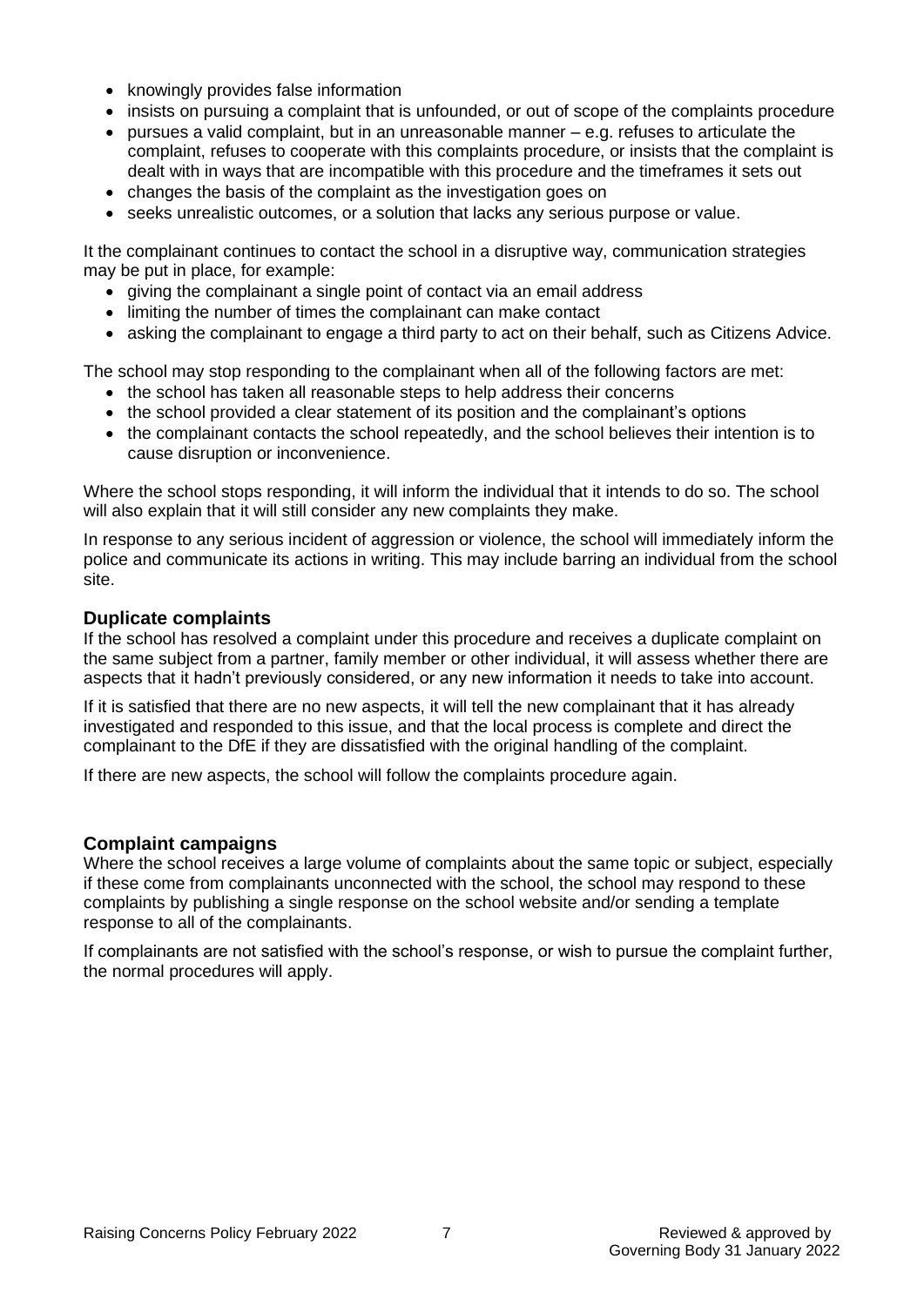- knowingly provides false information
- insists on pursuing a complaint that is unfounded, or out of scope of the complaints procedure
- pursues a valid complaint, but in an unreasonable manner – e.g. refuses to articulate the complaint, refuses to cooperate with this complaints procedure, or insists that the complaint is dealt with in ways that are incompatible with this procedure and the timeframes it sets out
- changes the basis of the complaint as the investigation goes on
- seeks unrealistic outcomes, or a solution that lacks any serious purpose or value.

It the complainant continues to contact the school in a disruptive way, communication strategies may be put in place, for example:

- giving the complainant a single point of contact via an email address
- limiting the number of times the complainant can make contact
- asking the complainant to engage a third party to act on their behalf, such as Citizens Advice.

The school may stop responding to the complainant when all of the following factors are met:

- the school has taken all reasonable steps to help address their concerns
- the school provided a clear statement of its position and the complainant's options
- the complainant contacts the school repeatedly, and the school believes their intention is to cause disruption or inconvenience.

Where the school stops responding, it will inform the individual that it intends to do so. The school will also explain that it will still consider any new complaints they make.

In response to any serious incident of aggression or violence, the school will immediately inform the police and communicate its actions in writing. This may include barring an individual from the school site.

### Duplicate complaints

If the school has resolved a complaint under this procedure and receives a duplicate complaint on the same subject from a partner, family member or other individual, it will assess whether there are aspects that it hadn't previously considered, or any new information it needs to take into account.

If it is satisfied that there are no new aspects, it will tell the new complainant that it has already investigated and responded to this issue, and that the local process is complete and direct the complainant to the DfE if they are dissatisfied with the original handling of the complaint.

If there are new aspects, the school will follow the complaints procedure again.

### Complaint campaigns

Where the school receives a large volume of complaints about the same topic or subject, especially if these come from complainants unconnected with the school, the school may respond to these complaints by publishing a single response on the school website and/or sending a template response to all of the complainants.

If complainants are not satisfied with the school's response, or wish to pursue the complaint further, the normal procedures will apply.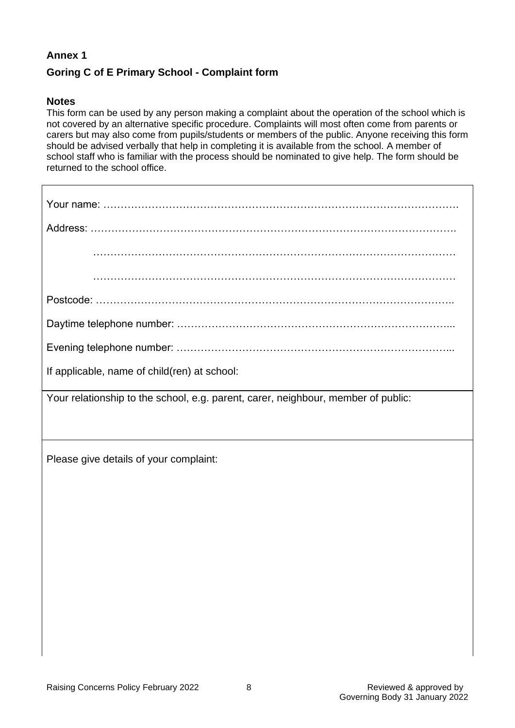**Annex 1**

**Goring C of E Primary School - Complaint form**

**Notes**

This form can be used by any person making a complaint about the operation of the school which is not covered by an alternative specific procedure. Complaints will most often come from parents or carers but may also come from pupils/students or members of the public. Anyone receiving this form should be advised verbally that help in completing it is available from the school. A member of school staff who is familiar with the process should be nominated to give help. The form should be returned to the school office.

Your name: ……………………………………………………………………………………….

Address: ……………………………………………………………………………………….

……………………………………………………………………………………………

……………………………………………………………………………………………

Postcode: ……………………………………………………………………………………..

Daytime telephone number: ………………………………………………………………….....

Evening telephone number: …………………………………………………………………...

If applicable, name of child(ren) at school:

Your relationship to the school, e.g. parent, carer, neighbour, member of public:

Please give details of your complaint: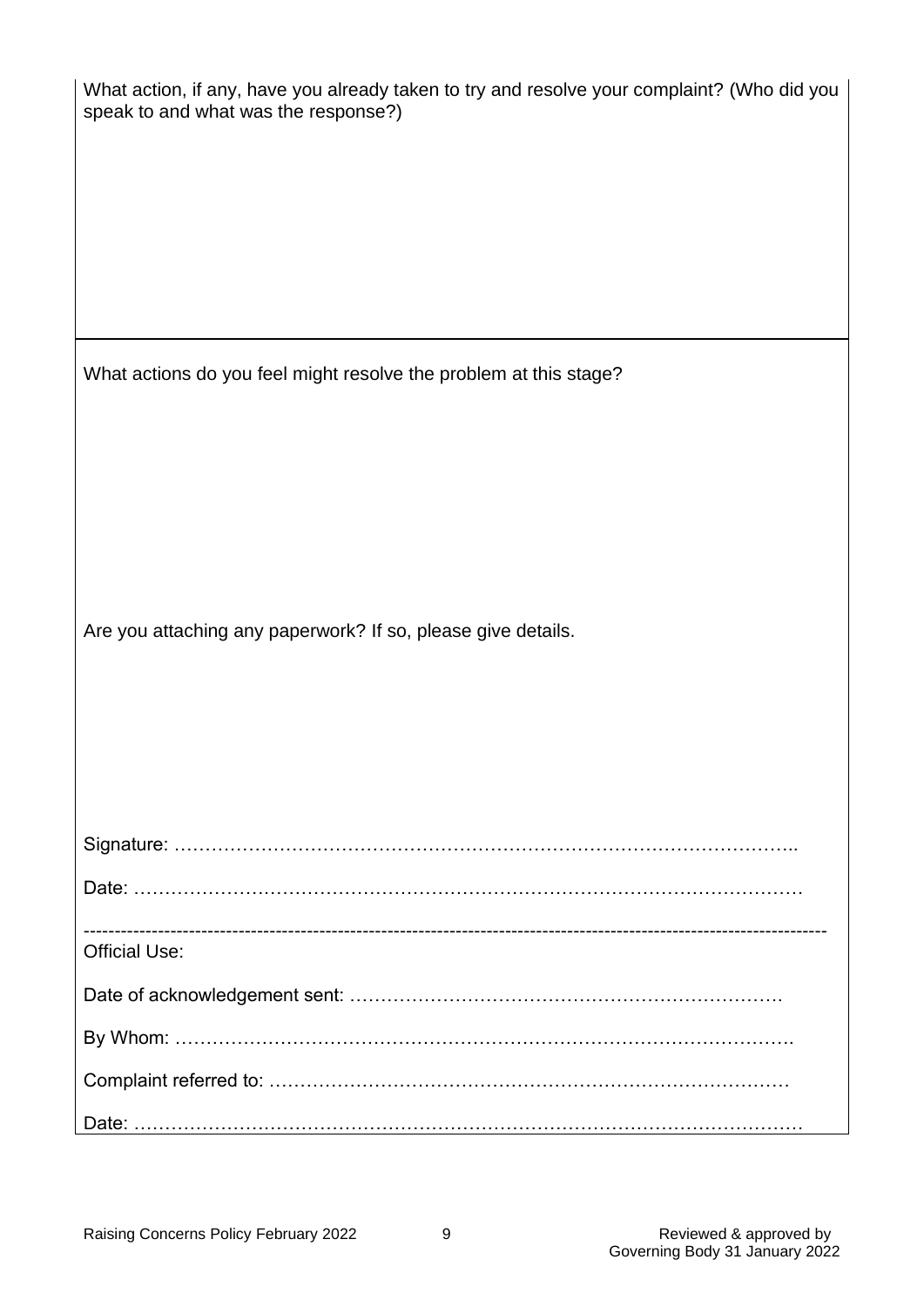What action, if any, have you already taken to try and resolve your complaint? (Who did you speak to and what was the response?)

What actions do you feel might resolve the problem at this stage?

Are you attaching any paperwork? If so, please give details.

Signature: …………………………………………………………………………………………..

Date: ……………………………………………………………………………………………

---

Official Use:

Date of acknowledgement sent: …………………………………………………………….

By Whom: ……………………………………………………………………………………….

Complaint referred to: …………………………………………………………………………

Date: ……………………………………………………………………………………………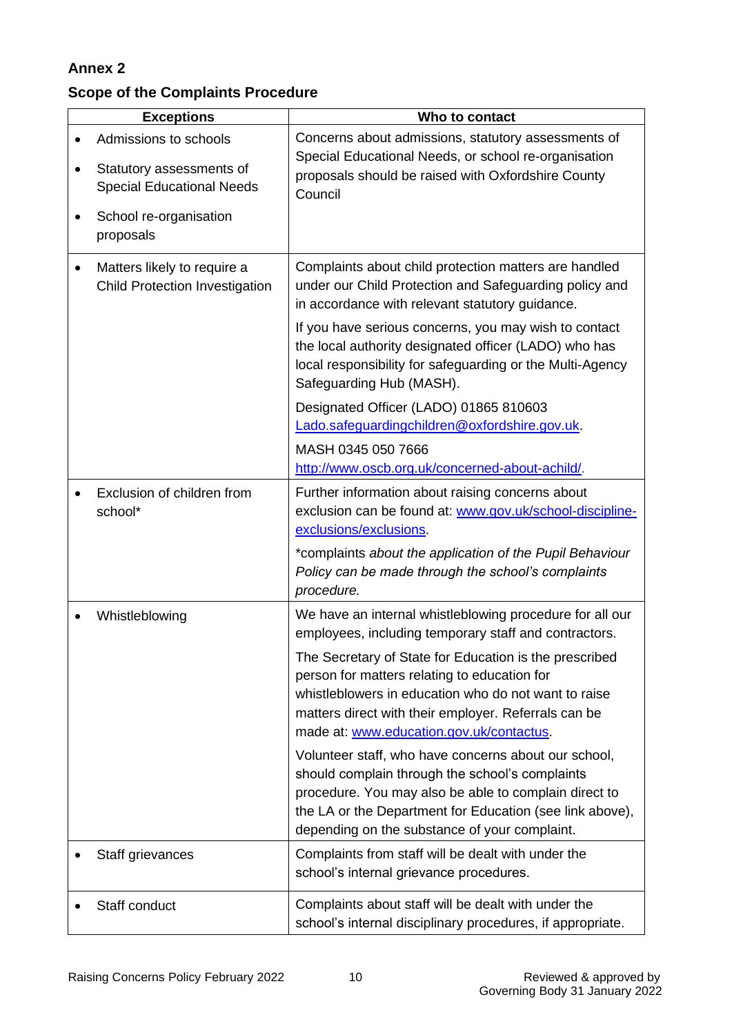## Annex 2

### Scope of the Complaints Procedure

| Exceptions | Who to contact |
| --- | --- |
| • Admissions to schools<br>• Statutory assessments of Special Educational Needs<br>• School re-organisation proposals | Concerns about admissions, statutory assessments of Special Educational Needs, or school re-organisation proposals should be raised with Oxfordshire County Council |
| • Matters likely to require a Child Protection Investigation | Complaints about child protection matters are handled under our Child Protection and Safeguarding policy and in accordance with relevant statutory guidance.<br>If you have serious concerns, you may wish to contact the local authority designated officer (LADO) who has local responsibility for safeguarding or the Multi-Agency Safeguarding Hub (MASH).<br>Designated Officer (LADO) 01865 810603 Lado.safeguardingchildren@oxfordshire.gov.uk.<br>MASH 0345 050 7666 http://www.oscb.org.uk/concerned-about-achild/. |
| • Exclusion of children from school* | Further information about raising concerns about exclusion can be found at: www.gov.uk/school-discipline-exclusions/exclusions.<br>*complaints *about the application of the Pupil Behaviour Policy can be made through the school's complaints procedure.* |
| • Whistleblowing | We have an internal whistleblowing procedure for all our employees, including temporary staff and contractors.<br>The Secretary of State for Education is the prescribed person for matters relating to education for whistleblowers in education who do not want to raise matters direct with their employer. Referrals can be made at: www.education.gov.uk/contactus.<br>Volunteer staff, who have concerns about our school, should complain through the school's complaints procedure. You may also be able to complain direct to the LA or the Department for Education (see link above), depending on the substance of your complaint. |
| • Staff grievances | Complaints from staff will be dealt with under the school's internal grievance procedures. |
| • Staff conduct | Complaints about staff will be dealt with under the school's internal disciplinary procedures, if appropriate. |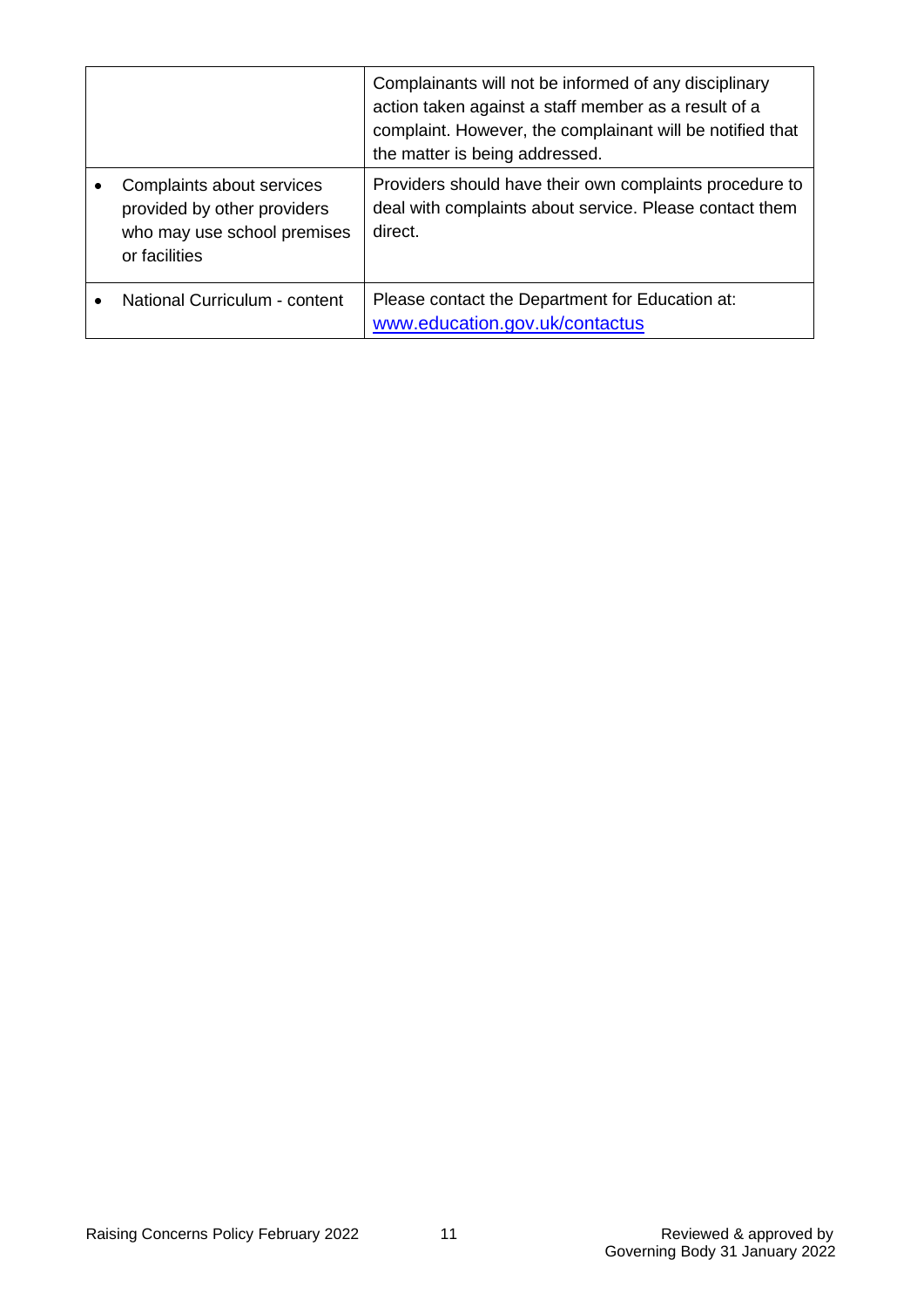| | |
|---|---|
| | Complainants will not be informed of any disciplinary action taken against a staff member as a result of a complaint. However, the complainant will be notified that the matter is being addressed. |
| • Complaints about services provided by other providers who may use school premises or facilities | Providers should have their own complaints procedure to deal with complaints about service. Please contact them direct. |
| • National Curriculum - content | Please contact the Department for Education at: [www.education.gov.uk/contactus](http://www.education.gov.uk/contactus) |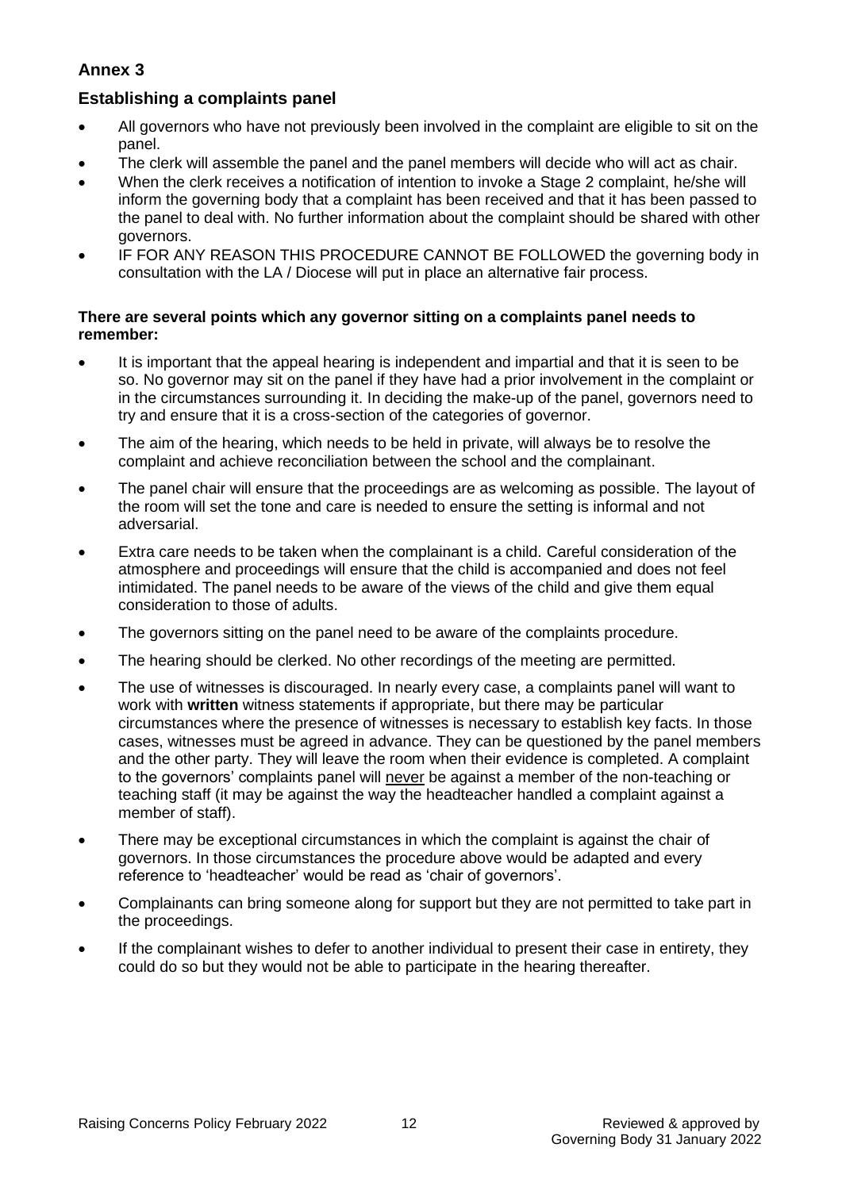## Annex 3

### Establishing a complaints panel

- All governors who have not previously been involved in the complaint are eligible to sit on the panel.
- The clerk will assemble the panel and the panel members will decide who will act as chair.
- When the clerk receives a notification of intention to invoke a Stage 2 complaint, he/she will inform the governing body that a complaint has been received and that it has been passed to the panel to deal with. No further information about the complaint should be shared with other governors.
- IF FOR ANY REASON THIS PROCEDURE CANNOT BE FOLLOWED the governing body in consultation with the LA / Diocese will put in place an alternative fair process.

**There are several points which any governor sitting on a complaints panel needs to remember:**

- It is important that the appeal hearing is independent and impartial and that it is seen to be so. No governor may sit on the panel if they have had a prior involvement in the complaint or in the circumstances surrounding it. In deciding the make-up of the panel, governors need to try and ensure that it is a cross-section of the categories of governor.
- The aim of the hearing, which needs to be held in private, will always be to resolve the complaint and achieve reconciliation between the school and the complainant.
- The panel chair will ensure that the proceedings are as welcoming as possible. The layout of the room will set the tone and care is needed to ensure the setting is informal and not adversarial.
- Extra care needs to be taken when the complainant is a child. Careful consideration of the atmosphere and proceedings will ensure that the child is accompanied and does not feel intimidated. The panel needs to be aware of the views of the child and give them equal consideration to those of adults.
- The governors sitting on the panel need to be aware of the complaints procedure.
- The hearing should be clerked. No other recordings of the meeting are permitted.
- The use of witnesses is discouraged. In nearly every case, a complaints panel will want to work with **written** witness statements if appropriate, but there may be particular circumstances where the presence of witnesses is necessary to establish key facts. In those cases, witnesses must be agreed in advance. They can be questioned by the panel members and the other party. They will leave the room when their evidence is completed. A complaint to the governors' complaints panel will <u>never</u> be against a member of the non-teaching or teaching staff (it may be against the way the headteacher handled a complaint against a member of staff).
- There may be exceptional circumstances in which the complaint is against the chair of governors. In those circumstances the procedure above would be adapted and every reference to 'headteacher' would be read as 'chair of governors'.
- Complainants can bring someone along for support but they are not permitted to take part in the proceedings.
- If the complainant wishes to defer to another individual to present their case in entirety, they could do so but they would not be able to participate in the hearing thereafter.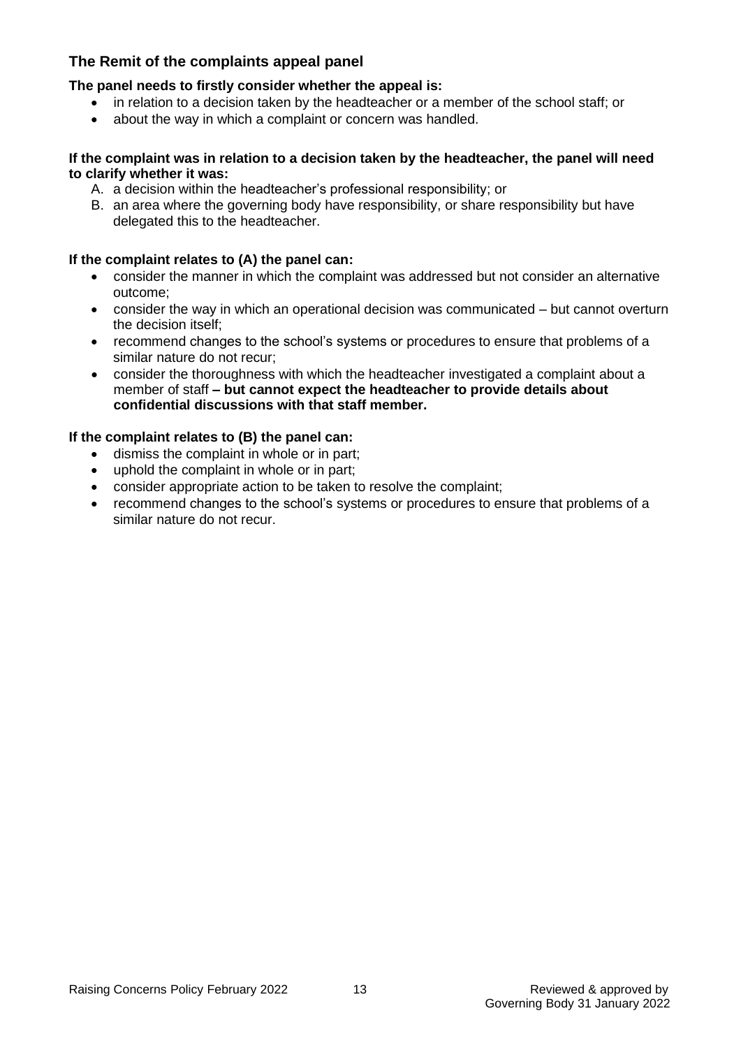## The Remit of the complaints appeal panel

**The panel needs to firstly consider whether the appeal is:**

- in relation to a decision taken by the headteacher or a member of the school staff; or
- about the way in which a complaint or concern was handled.

**If the complaint was in relation to a decision taken by the headteacher, the panel will need to clarify whether it was:**

A. a decision within the headteacher's professional responsibility; or
B. an area where the governing body have responsibility, or share responsibility but have delegated this to the headteacher.

**If the complaint relates to (A) the panel can:**

- consider the manner in which the complaint was addressed but not consider an alternative outcome;
- consider the way in which an operational decision was communicated – but cannot overturn the decision itself;
- recommend changes to the school's systems or procedures to ensure that problems of a similar nature do not recur;
- consider the thoroughness with which the headteacher investigated a complaint about a member of staff **– but cannot expect the headteacher to provide details about confidential discussions with that staff member.**

**If the complaint relates to (B) the panel can:**

- dismiss the complaint in whole or in part;
- uphold the complaint in whole or in part;
- consider appropriate action to be taken to resolve the complaint;
- recommend changes to the school's systems or procedures to ensure that problems of a similar nature do not recur.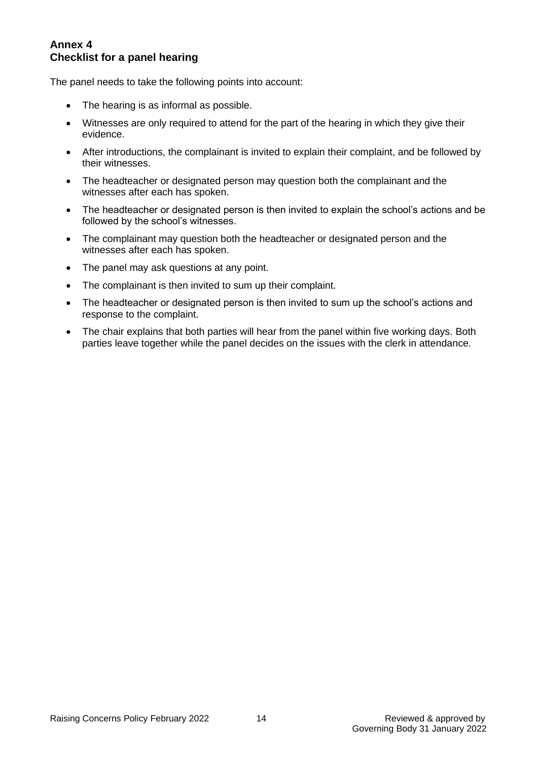## Annex 4
## Checklist for a panel hearing

The panel needs to take the following points into account:

- The hearing is as informal as possible.
- Witnesses are only required to attend for the part of the hearing in which they give their evidence.
- After introductions, the complainant is invited to explain their complaint, and be followed by their witnesses.
- The headteacher or designated person may question both the complainant and the witnesses after each has spoken.
- The headteacher or designated person is then invited to explain the school's actions and be followed by the school's witnesses.
- The complainant may question both the headteacher or designated person and the witnesses after each has spoken.
- The panel may ask questions at any point.
- The complainant is then invited to sum up their complaint.
- The headteacher or designated person is then invited to sum up the school's actions and response to the complaint.
- The chair explains that both parties will hear from the panel within five working days. Both parties leave together while the panel decides on the issues with the clerk in attendance.